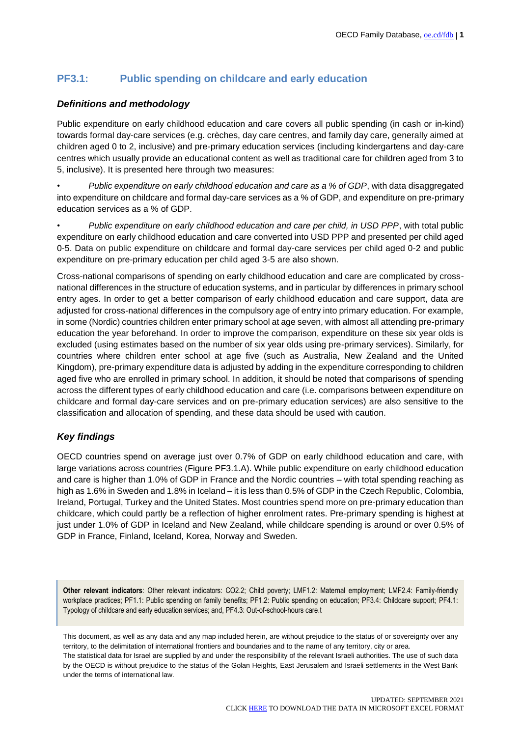## PF3.1: Public spending on childcare and early education

### *Definitions and methodology*

Public expenditure on early childhood education and care covers all public spending (in cash or in-kind) towards formal day-care services (e.g. crèches, day care centres, and family day care, generally aimed at children aged 0 to 2, inclusive) and pre-primary education services (including kindergartens and day-care centres which usually provide an educational content as well as traditional care for children aged from 3 to 5, inclusive). It is presented here through two measures:

- *Public expenditure on early childhood education and care as a % of GDP*, with data disaggregated into expenditure on childcare and formal day-care services as a % of GDP, and expenditure on pre-primary education services as a % of GDP.
- *Public expenditure on early childhood education and care per child, in USD PPP*, with total public expenditure on early childhood education and care converted into USD PPP and presented per child aged 0-5. Data on public expenditure on childcare and formal day-care services per child aged 0-2 and public expenditure on pre-primary education per child aged 3-5 are also shown.

Cross-national comparisons of spending on early childhood education and care are complicated by cross-national differences in the structure of education systems, and in particular by differences in primary school entry ages. In order to get a better comparison of early childhood education and care support, data are adjusted for cross-national differences in the compulsory age of entry into primary education. For example, in some (Nordic) countries children enter primary school at age seven, with almost all attending pre-primary education the year beforehand. In order to improve the comparison, expenditure on these six year olds is excluded (using estimates based on the number of six year olds using pre-primary services). Similarly, for countries where children enter school at age five (such as Australia, New Zealand and the United Kingdom), pre-primary expenditure data is adjusted by adding in the expenditure corresponding to children aged five who are enrolled in primary school. In addition, it should be noted that comparisons of spending across the different types of early childhood education and care (i.e. comparisons between expenditure on childcare and formal day-care services and on pre-primary education services) are also sensitive to the classification and allocation of spending, and these data should be used with caution.

### *Key findings*

OECD countries spend on average just over 0.7% of GDP on early childhood education and care, with large variations across countries (Figure PF3.1.A). While public expenditure on early childhood education and care is higher than 1.0% of GDP in France and the Nordic countries – with total spending reaching as high as 1.6% in Sweden and 1.8% in Iceland – it is less than 0.5% of GDP in the Czech Republic, Colombia, Ireland, Portugal, Turkey and the United States. Most countries spend more on pre-primary education than childcare, which could partly be a reflection of higher enrolment rates. Pre-primary spending is highest at just under 1.0% of GDP in Iceland and New Zealand, while childcare spending is around or over 0.5% of GDP in France, Finland, Iceland, Korea, Norway and Sweden.

**Other relevant indicators**: Other relevant indicators: CO2.2; Child poverty; LMF1.2: Maternal employment; LMF2.4: Family-friendly workplace practices; PF1.1: Public spending on family benefits; PF1.2: Public spending on education; PF3.4: Childcare support; PF4.1: Typology of childcare and early education services; and, PF4.3: Out-of-school-hours care.t

This document, as well as any data and any map included herein, are without prejudice to the status of or sovereignty over any territory, to the delimitation of international frontiers and boundaries and to the name of any territory, city or area.

The statistical data for Israel are supplied by and under the responsibility of the relevant Israeli authorities. The use of such data by the OECD is without prejudice to the status of the Golan Heights, East Jerusalem and Israeli settlements in the West Bank under the terms of international law.

UPDATED: SEPTEMBER 2021

CLICK HERE TO DOWNLOAD THE DATA IN MICROSOFT EXCEL FORMAT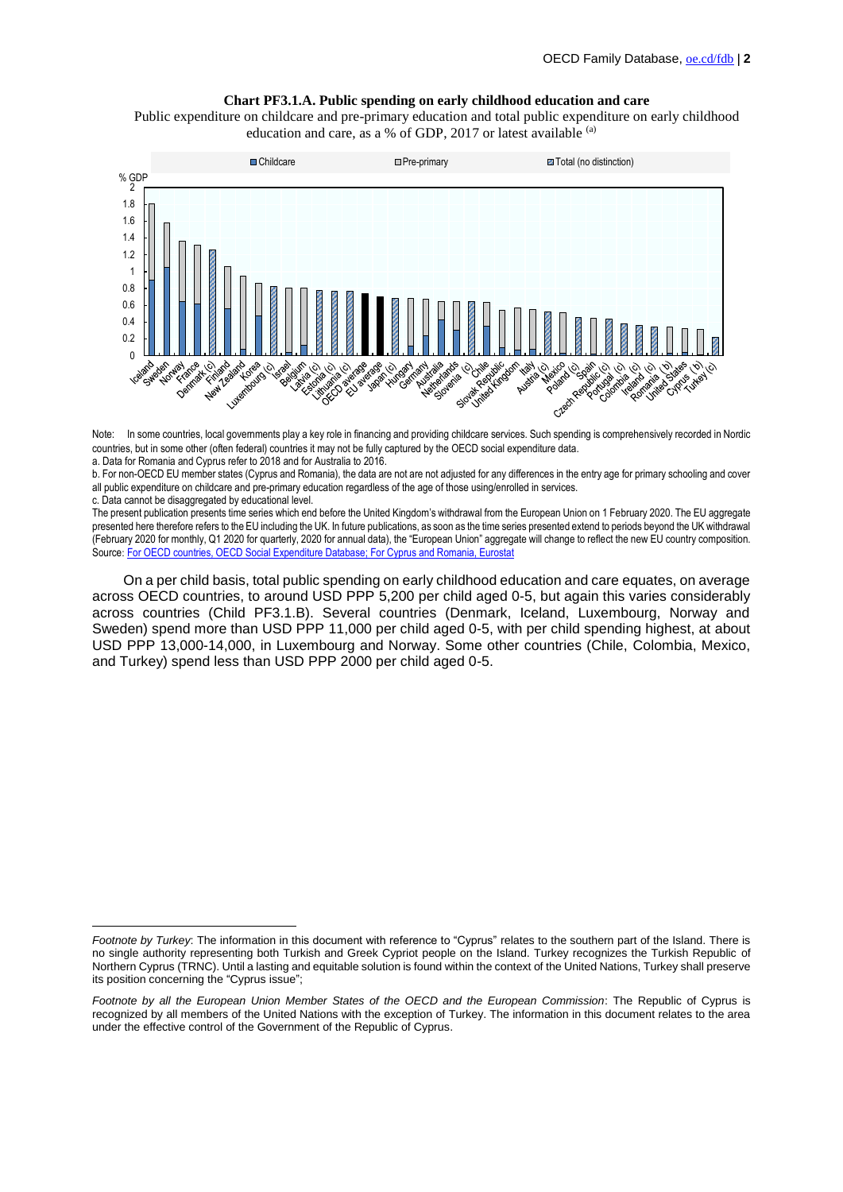**Chart PF3.1.A. Public spending on early childhood education and care**

Public expenditure on childcare and pre-primary education and total public expenditure on early childhood education and care, as a % of GDP, 2017 or latest available [(a)]

Note: In some countries, local governments play a key role in financing and providing childcare services. Such spending is comprehensively recorded in Nordic countries, but in some other (often federal) countries it may not be fully captured by the OECD social expenditure data.

a. Data for Romania and Cyprus refer to 2018 and for Australia to 2016.

b. For non-OECD EU member states (Cyprus and Romania), the data are not are not adjusted for any differences in the entry age for primary schooling and cover all public expenditure on childcare and pre-primary education regardless of the age of those using/enrolled in services.

c. Data cannot be disaggregated by educational level.

The present publication presents time series which end before the United Kingdom's withdrawal from the European Union on 1 February 2020. The EU aggregate presented here therefore refers to the EU including the UK. In future publications, as soon as the time series presented extend to periods beyond the UK withdrawal (February 2020 for monthly, Q1 2020 for quarterly, 2020 for annual data), the "European Union" aggregate will change to reflect the new EU country composition.

Source: For OECD countries, OECD Social Expenditure Database; For Cyprus and Romania, Eurostat

On a per child basis, total public spending on early childhood education and care equates, on average across OECD countries, to around USD PPP 5,200 per child aged 0-5, but again this varies considerably across countries (Child PF3.1.B). Several countries (Denmark, Iceland, Luxembourg, Norway and Sweden) spend more than USD PPP 11,000 per child aged 0-5, with per child spending highest, at about USD PPP 13,000-14,000, in Luxembourg and Norway. Some other countries (Chile, Colombia, Mexico, and Turkey) spend less than USD PPP 2000 per child aged 0-5.

---

*Footnote by Turkey*: The information in this document with reference to "Cyprus" relates to the southern part of the Island. There is no single authority representing both Turkish and Greek Cypriot people on the Island. Turkey recognizes the Turkish Republic of Northern Cyprus (TRNC). Until a lasting and equitable solution is found within the context of the United Nations, Turkey shall preserve its position concerning the "Cyprus issue";

*Footnote by all the European Union Member States of the OECD and the European Commission*: The Republic of Cyprus is recognized by all members of the United Nations with the exception of Turkey. The information in this document relates to the area under the effective control of the Government of the Republic of Cyprus.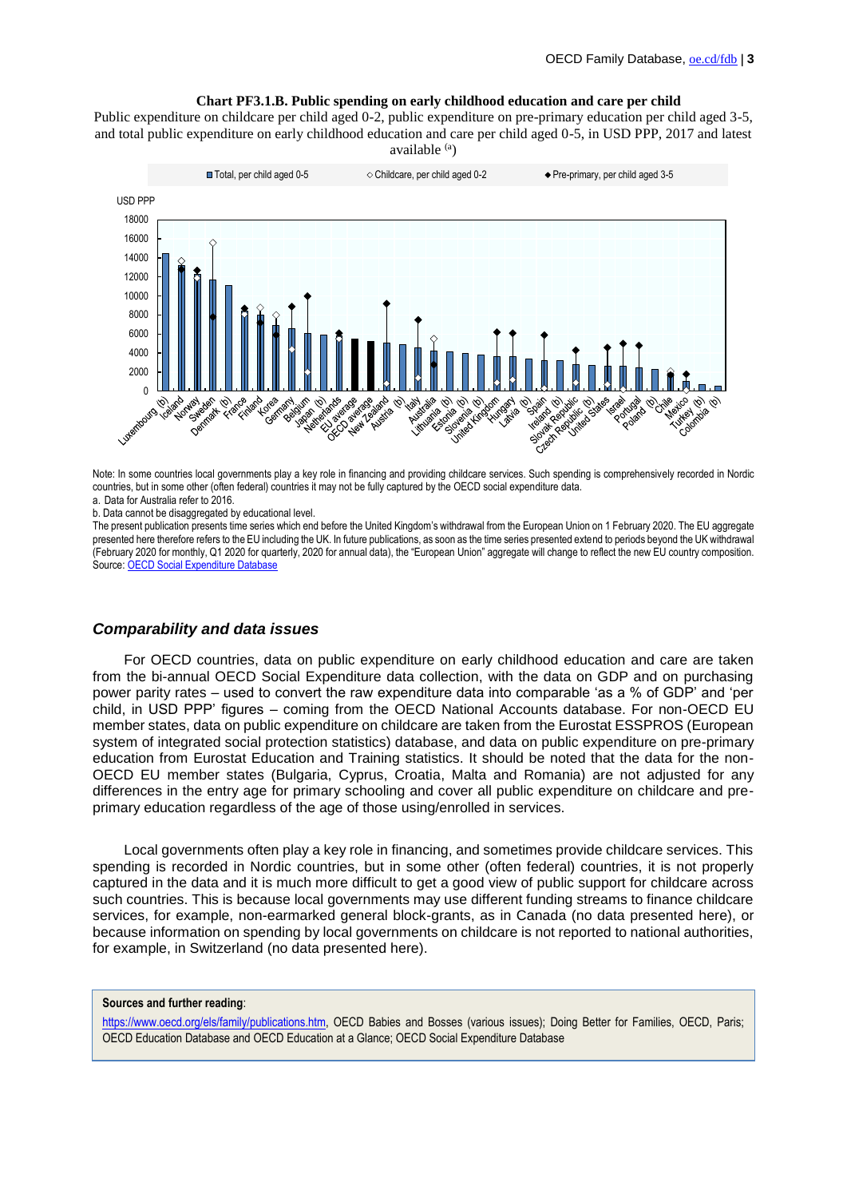**Chart PF3.1.B. Public spending on early childhood education and care per child**

Public expenditure on childcare per child aged 0-2, public expenditure on pre-primary education per child aged 3-5, and total public expenditure on early childhood education and care per child aged 0-5, in USD PPP, 2017 and latest available [a]

Total, per child aged 0-5
Childcare, per child aged 0-2
Pre-primary, per child aged 3-5

USD PPP

18000
16000
14000
12000
10000
8000
6000
4000
2000
0

Luxembourg (b), Iceland, Norway, Sweden, Denmark (b), France, Finland, Korea, Germany, Belgium, Japan (b), Netherlands, EU average, OECD average, New Zealand, Austria (b), Italy, Australia, Lithuania (b), Estonia (b), Slovenia (b), United Kingdom, Hungary, Latvia (b), Spain, Ireland (b), Slovak Republic, Czech Republic (b), United States, Israel, Portugal, Poland (b), Chile, Mexico, Turkey (b), Colombia (b)

Note: In some countries local governments play a key role in financing and providing childcare services. Such spending is comprehensively recorded in Nordic countries, but in some other (often federal) countries it may not be fully captured by the OECD social expenditure data.

a. Data for Australia refer to 2016.

b. Data cannot be disaggregated by educational level.

The present publication presents time series which end before the United Kingdom's withdrawal from the European Union on 1 February 2020. The EU aggregate presented here therefore refers to the EU including the UK. In future publications, as soon as the time series presented extend to periods beyond the UK withdrawal (February 2020 for monthly, Q1 2020 for quarterly, 2020 for annual data), the "European Union" aggregate will change to reflect the new EU country composition.

Source: OECD Social Expenditure Database

## *Comparability and data issues*

For OECD countries, data on public expenditure on early childhood education and care are taken from the bi-annual OECD Social Expenditure data collection, with the data on GDP and on purchasing power parity rates – used to convert the raw expenditure data into comparable 'as a % of GDP' and 'per child, in USD PPP' figures – coming from the OECD National Accounts database. For non-OECD EU member states, data on public expenditure on childcare are taken from the Eurostat ESSPROS (European system of integrated social protection statistics) database, and data on public expenditure on pre-primary education from Eurostat Education and Training statistics. It should be noted that the data for the non-OECD EU member states (Bulgaria, Cyprus, Croatia, Malta and Romania) are not adjusted for any differences in the entry age for primary schooling and cover all public expenditure on childcare and pre-primary education regardless of the age of those using/enrolled in services.

Local governments often play a key role in financing, and sometimes provide childcare services. This spending is recorded in Nordic countries, but in some other (often federal) countries, it is not properly captured in the data and it is much more difficult to get a good view of public support for childcare across such countries. This is because local governments may use different funding streams to finance childcare services, for example, non-earmarked general block-grants, as in Canada (no data presented here), or because information on spending by local governments on childcare is not reported to national authorities, for example, in Switzerland (no data presented here).

**Sources and further reading**:

https://www.oecd.org/els/family/publications.htm, OECD Babies and Bosses (various issues); Doing Better for Families, OECD, Paris; OECD Education Database and OECD Education at a Glance; OECD Social Expenditure Database